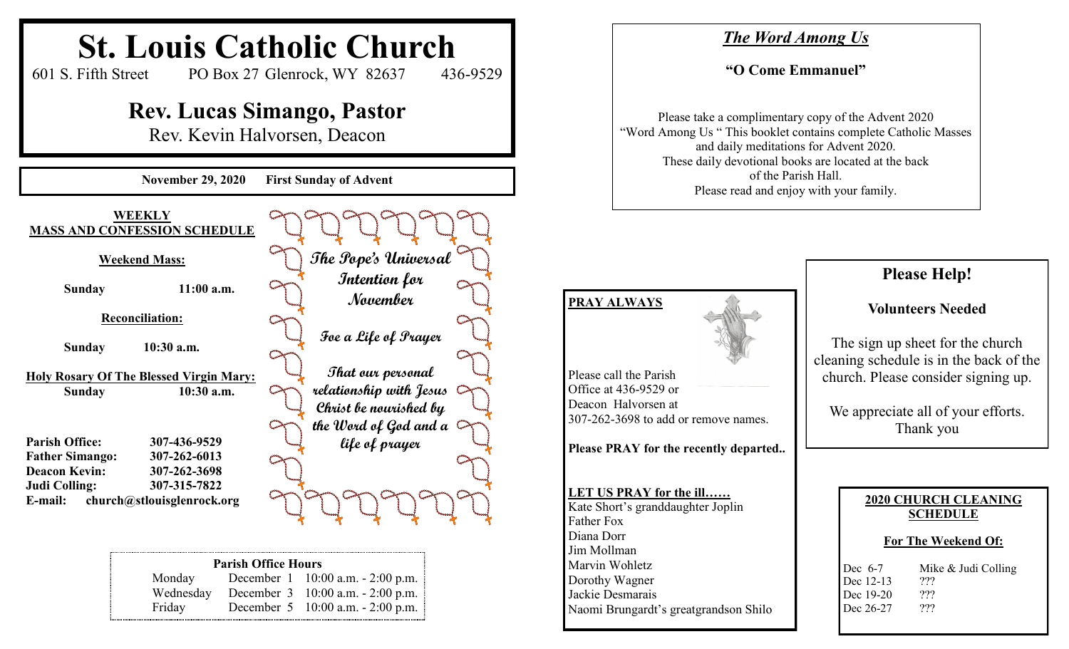# St. Louis Catholic Church

601 S. Fifth Street    PO Box 27 Glenrock, WY 82637    436-9529

## Rev. Lucas Simango, Pastor

Rev. Kevin Halvorsen, Deacon

**November 29, 2020    First Sunday of Advent**

**WEEKLY MASS AND CONFESSION SCHEDULE**

**Weekend Mass:**

**Sunday    11:00 a.m.**

**Reconciliation:**

**Sunday    10:30 a.m.**

**Holy Rosary Of The Blessed Virgin Mary:**
**Sunday    10:30 a.m.**

**Parish Office:** 307-436-9529
**Father Simango:** 307-262-6013
**Deacon Kevin:** 307-262-3698
**Judi Colling:** 307-315-7822
**E-mail:** church@stlouisglenrock.org

**The Pope's Universal Intention for November**

**Foe a Life of Prayer**

**That our personal relationship with Jesus Christ be nourished by the Word of God and a life of prayer**

| Parish Office Hours | | |
|---|---|---|
| Monday | December 1 | 10:00 a.m. - 2:00 p.m. |
| Wednesday | December 3 | 10:00 a.m. - 2:00 p.m. |
| Friday | December 5 | 10:00 a.m. - 2:00 p.m. |

## *The Word Among Us*

**"O Come Emmanuel"**

Please take a complimentary copy of the Advent 2020 "Word Among Us " This booklet contains complete Catholic Masses and daily meditations for Advent 2020. These daily devotional books are located at the back of the Parish Hall. Please read and enjoy with your family.

**PRAY ALWAYS**

Please call the Parish Office at 436-9529 or Deacon Halvorsen at 307-262-3698 to add or remove names.

**Please PRAY for the recently departed..**

**LET US PRAY for the ill……**
Kate Short's granddaughter Joplin
Father Fox
Diana Dorr
Jim Mollman
Marvin Wohletz
Dorothy Wagner
Jackie Desmarais
Naomi Brungardt's greatgrandson Shilo

## Please Help!

**Volunteers Needed**

The sign up sheet for the church cleaning schedule is in the back of the church. Please consider signing up.

We appreciate all of your efforts. Thank you

**2020 CHURCH CLEANING SCHEDULE**

**For The Weekend Of:**

| | |
|---|---|
| Dec 6-7 | Mike & Judi Colling |
| Dec 12-13 | ??? |
| Dec 19-20 | ??? |
| Dec 26-27 | ??? |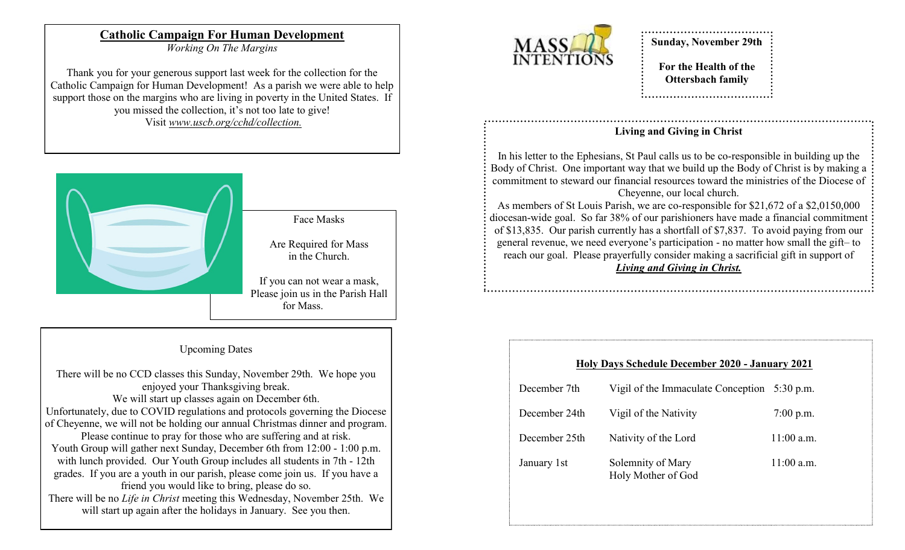## Catholic Campaign For Human Development

*Working On The Margins*

Thank you for your generous support last week for the collection for the Catholic Campaign for Human Development! As a parish we were able to help support those on the margins who are living in poverty in the United States. If you missed the collection, it's not too late to give!
Visit *www.uscb.org/cchd/collection.*

Face Masks

Are Required for Mass in the Church.

If you can not wear a mask, Please join us in the Parish Hall for Mass.

Upcoming Dates

There will be no CCD classes this Sunday, November 29th. We hope you enjoyed your Thanksgiving break.
We will start up classes again on December 6th.
Unfortunately, due to COVID regulations and protocols governing the Diocese of Cheyenne, we will not be holding our annual Christmas dinner and program. Please continue to pray for those who are suffering and at risk.
Youth Group will gather next Sunday, December 6th from 12:00 - 1:00 p.m. with lunch provided. Our Youth Group includes all students in 7th - 12th grades. If you are a youth in our parish, please come join us. If you have a friend you would like to bring, please do so.
There will be no *Life in Christ* meeting this Wednesday, November 25th. We will start up again after the holidays in January. See you then.

MASS INTENTIONS

**Sunday, November 29th**

**For the Health of the Ottersbach family**

**Living and Giving in Christ**

In his letter to the Ephesians, St Paul calls us to be co-responsible in building up the Body of Christ. One important way that we build up the Body of Christ is by making a commitment to steward our financial resources toward the ministries of the Diocese of Cheyenne, our local church.
As members of St Louis Parish, we are co-responsible for $21,672 of a $2,0150,000 diocesan-wide goal. So far 38% of our parishioners have made a financial commitment of $13,835. Our parish currently has a shortfall of $7,837. To avoid paying from our general revenue, we need everyone's participation - no matter how small the gift– to reach our goal. Please prayerfully consider making a sacrificial gift in support of ***Living and Giving in Christ.***

**Holy Days Schedule December 2020 - January 2021**

| | | |
|---|---|---|
| December 7th | Vigil of the Immaculate Conception | 5:30 p.m. |
| December 24th | Vigil of the Nativity | 7:00 p.m. |
| December 25th | Nativity of the Lord | 11:00 a.m. |
| January 1st | Solemnity of Mary Holy Mother of God | 11:00 a.m. |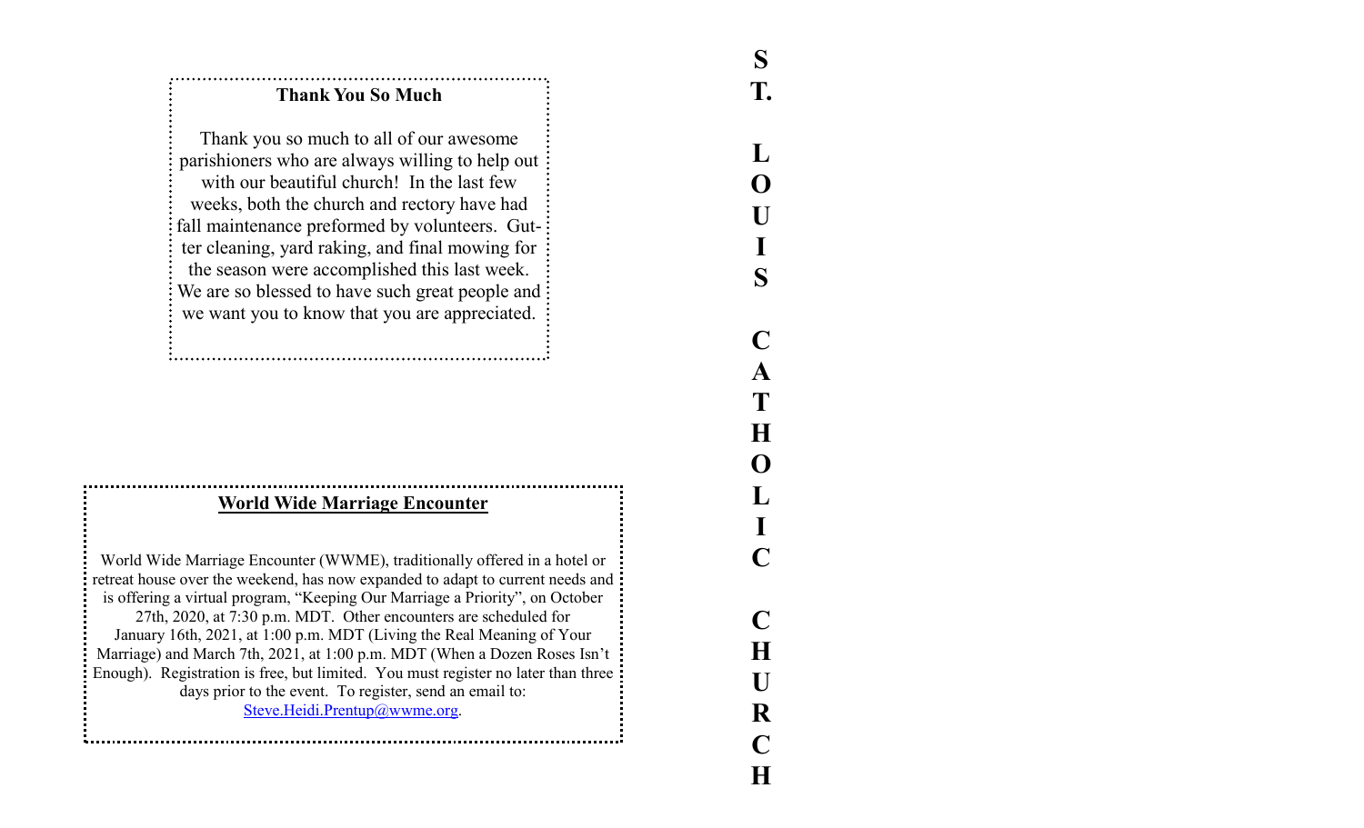### Thank You So Much

Thank you so much to all of our awesome parishioners who are always willing to help out with our beautiful church! In the last few weeks, both the church and rectory have had fall maintenance preformed by volunteers. Gutter cleaning, yard raking, and final mowing for the season were accomplished this last week. We are so blessed to have such great people and we want you to know that you are appreciated.

### World Wide Marriage Encounter

World Wide Marriage Encounter (WWME), traditionally offered in a hotel or retreat house over the weekend, has now expanded to adapt to current needs and is offering a virtual program, "Keeping Our Marriage a Priority", on October 27th, 2020, at 7:30 p.m. MDT. Other encounters are scheduled for January 16th, 2021, at 1:00 p.m. MDT (Living the Real Meaning of Your Marriage) and March 7th, 2021, at 1:00 p.m. MDT (When a Dozen Roses Isn't Enough). Registration is free, but limited. You must register no later than three days prior to the event. To register, send an email to: Steve.Heidi.Prentup@wwme.org.

**ST. LOUIS CATHOLIC CHURCH**